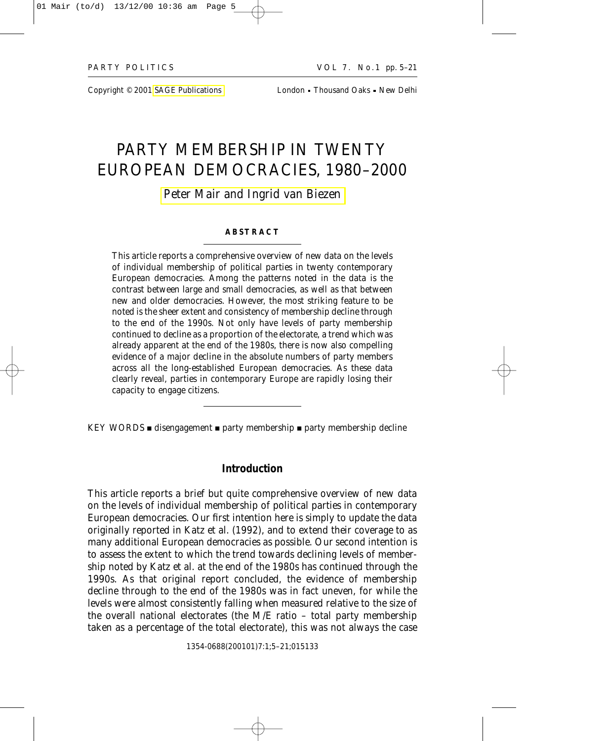Copyright © 2001 SAGE Publications London ▪ Thousand Oaks ▪ New Delhi

# PARTY MEMBERSHIP IN TWENTY EUROPEAN DEMOCRACIES, 1980–2000

Peter Mair and Ingrid van Biezen

## ABSTRACT

This article reports a comprehensive overview of new data on the levels of individual membership of political parties in twenty contemporary European democracies. Among the patterns noted in the data is the contrast between large and small democracies, as well as that between new and older democracies. However, the most striking feature to be noted is the sheer extent and consistency of membership decline through to the end of the 1990s. Not only have levels of party membership continued to decline as a proportion of the electorate, a trend which was already apparent at the end of the 1980s, there is now also compelling evidence of a major decline in the absolute numbers of party members across all the long-established European democracies. As these data clearly reveal, parties in contemporary Europe are rapidly losing their capacity to engage citizens.

KEY WORDS ▪ disengagement ▪ party membership ▪ party membership decline

## Introduction

This article reports a brief but quite comprehensive overview of new data on the levels of individual membership of political parties in contemporary European democracies. Our first intention here is simply to update the data originally reported in Katz et al. (1992), and to extend their coverage to as many additional European democracies as possible. Our second intention is to assess the extent to which the trend towards declining levels of membership noted by Katz et al. at the end of the 1980s has continued through the 1990s. As that original report concluded, the evidence of membership decline through to the end of the 1980s was in fact uneven, for while the levels were almost consistently falling when measured relative to the size of the overall national electorates (the M/E ratio – total party membership taken as a percentage of the total electorate), this was not always the case

1354-0688(200101)7:1;5–21;015133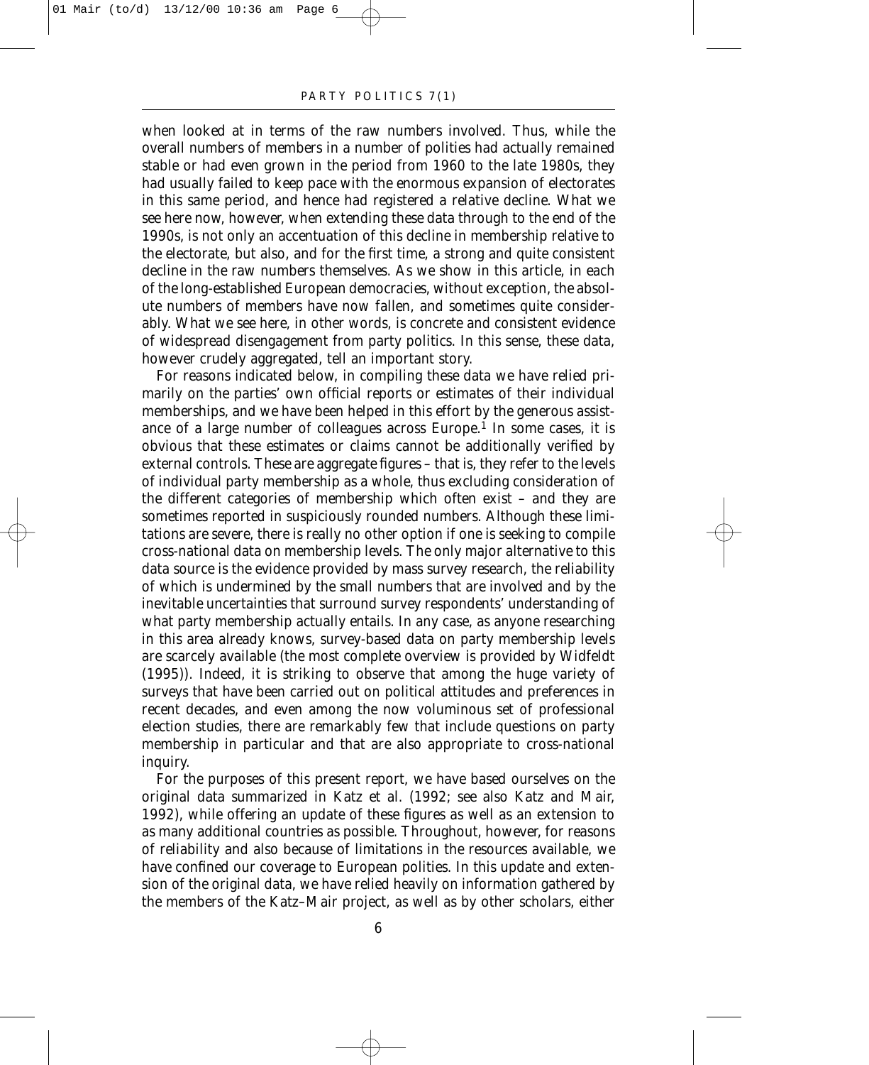when looked at in terms of the raw numbers involved. Thus, while the overall numbers of members in a number of polities had actually remained stable or had even grown in the period from 1960 to the late 1980s, they had usually failed to keep pace with the enormous expansion of electorates in this same period, and hence had registered a relative decline. What we see here now, however, when extending these data through to the end of the 1990s, is not only an accentuation of this decline in membership relative to the electorate, but also, and for the first time, a strong and quite consistent decline in the raw numbers themselves. As we show in this article, in each of the long-established European democracies, without exception, the absolute numbers of members have now fallen, and sometimes quite considerably. What we see here, in other words, is concrete and consistent evidence of widespread disengagement from party politics. In this sense, these data, however crudely aggregated, tell an important story.

For reasons indicated below, in compiling these data we have relied primarily on the parties' own official reports or estimates of their individual memberships, and we have been helped in this effort by the generous assistance of a large number of colleagues across Europe.[1] In some cases, it is obvious that these estimates or claims cannot be additionally verified by external controls. These are aggregate figures – that is, they refer to the levels of individual party membership as a whole, thus excluding consideration of the different categories of membership which often exist – and they are sometimes reported in suspiciously rounded numbers. Although these limitations are severe, there is really no other option if one is seeking to compile cross-national data on membership levels. The only major alternative to this data source is the evidence provided by mass survey research, the reliability of which is undermined by the small numbers that are involved and by the inevitable uncertainties that surround survey respondents' understanding of what party membership actually entails. In any case, as anyone researching in this area already knows, survey-based data on party membership levels are scarcely available (the most complete overview is provided by Widfeldt (1995)). Indeed, it is striking to observe that among the huge variety of surveys that have been carried out on political attitudes and preferences in recent decades, and even among the now voluminous set of professional election studies, there are remarkably few that include questions on party membership in particular and that are also appropriate to cross-national inquiry.

For the purposes of this present report, we have based ourselves on the original data summarized in Katz et al. (1992; see also Katz and Mair, 1992), while offering an update of these figures as well as an extension to as many additional countries as possible. Throughout, however, for reasons of reliability and also because of limitations in the resources available, we have confined our coverage to European polities. In this update and extension of the original data, we have relied heavily on information gathered by the members of the Katz–Mair project, as well as by other scholars, either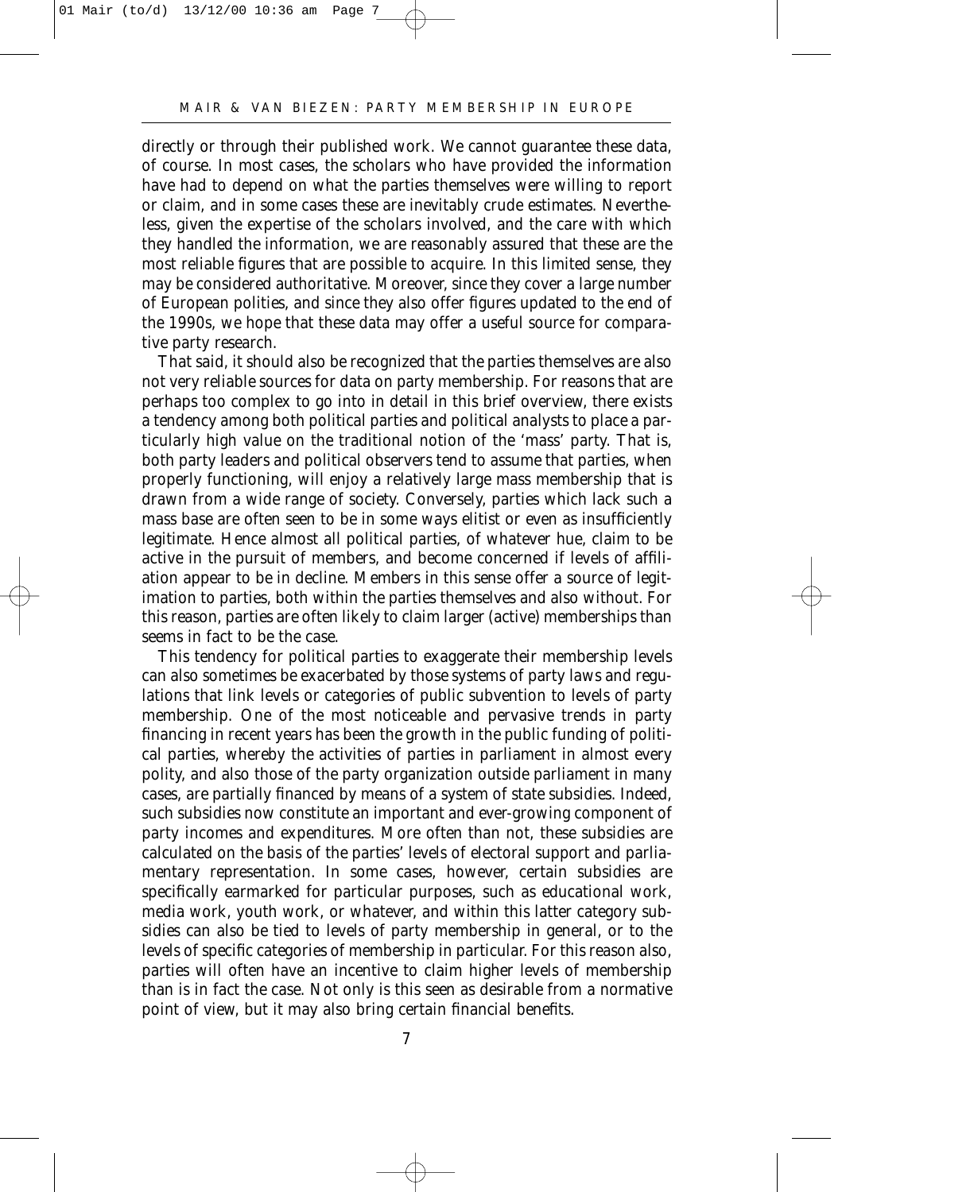directly or through their published work. We cannot guarantee these data, of course. In most cases, the scholars who have provided the information have had to depend on what the parties themselves were willing to report or claim, and in some cases these are inevitably crude estimates. Nevertheless, given the expertise of the scholars involved, and the care with which they handled the information, we are reasonably assured that these are the most reliable figures that are possible to acquire. In this limited sense, they may be considered authoritative. Moreover, since they cover a large number of European polities, and since they also offer figures updated to the end of the 1990s, we hope that these data may offer a useful source for comparative party research.

That said, it should also be recognized that the parties themselves are also not very reliable sources for data on party membership. For reasons that are perhaps too complex to go into in detail in this brief overview, there exists a tendency among both political parties and political analysts to place a particularly high value on the traditional notion of the 'mass' party. That is, both party leaders and political observers tend to assume that parties, when properly functioning, will enjoy a relatively large mass membership that is drawn from a wide range of society. Conversely, parties which lack such a mass base are often seen to be in some ways elitist or even as insufficiently legitimate. Hence almost all political parties, of whatever hue, claim to be active in the pursuit of members, and become concerned if levels of affiliation appear to be in decline. Members in this sense offer a source of legitimation to parties, both within the parties themselves and also without. For this reason, parties are often likely to claim larger (active) memberships than seems in fact to be the case.

This tendency for political parties to exaggerate their membership levels can also sometimes be exacerbated by those systems of party laws and regulations that link levels or categories of public subvention to levels of party membership. One of the most noticeable and pervasive trends in party financing in recent years has been the growth in the public funding of political parties, whereby the activities of parties in parliament in almost every polity, and also those of the party organization outside parliament in many cases, are partially financed by means of a system of state subsidies. Indeed, such subsidies now constitute an important and ever-growing component of party incomes and expenditures. More often than not, these subsidies are calculated on the basis of the parties' levels of electoral support and parliamentary representation. In some cases, however, certain subsidies are specifically earmarked for particular purposes, such as educational work, media work, youth work, or whatever, and within this latter category subsidies can also be tied to levels of party membership in general, or to the levels of specific categories of membership in particular. For this reason also, parties will often have an incentive to claim higher levels of membership than is in fact the case. Not only is this seen as desirable from a normative point of view, but it may also bring certain financial benefits.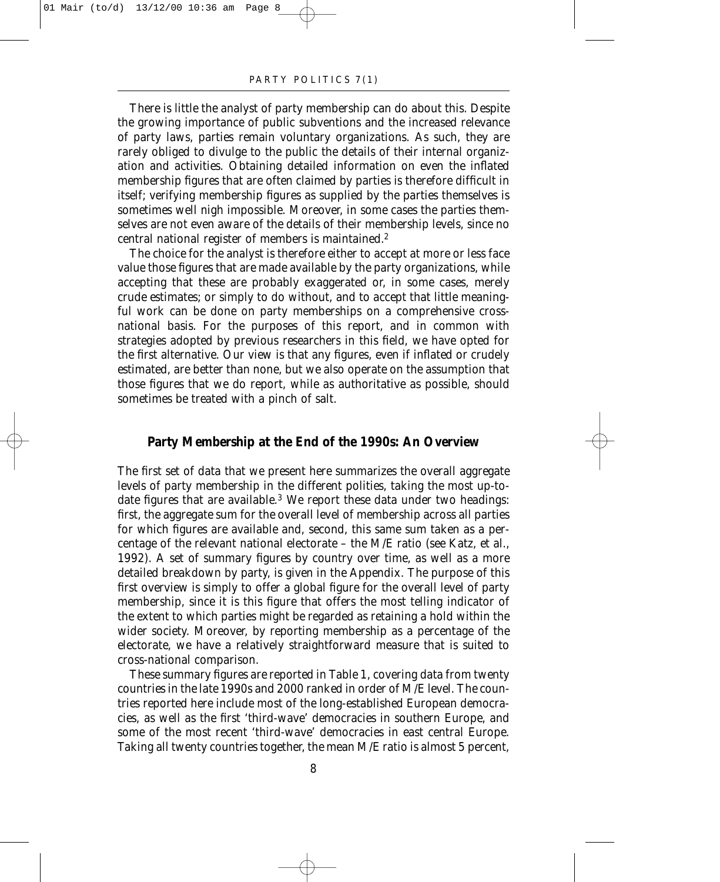There is little the analyst of party membership can do about this. Despite the growing importance of public subventions and the increased relevance of party laws, parties remain voluntary organizations. As such, they are rarely obliged to divulge to the public the details of their internal organization and activities. Obtaining detailed information on even the inflated membership figures that are often claimed by parties is therefore difficult in itself; verifying membership figures as supplied by the parties themselves is sometimes well nigh impossible. Moreover, in some cases the parties themselves are not even aware of the details of their membership levels, since no central national register of members is maintained.[2]

The choice for the analyst is therefore either to accept at more or less face value those figures that are made available by the party organizations, while accepting that these are probably exaggerated or, in some cases, merely crude estimates; or simply to do without, and to accept that little meaningful work can be done on party memberships on a comprehensive cross-national basis. For the purposes of this report, and in common with strategies adopted by previous researchers in this field, we have opted for the first alternative. Our view is that any figures, even if inflated or crudely estimated, are better than none, but we also operate on the assumption that those figures that we do report, while as authoritative as possible, should sometimes be treated with a pinch of salt.

## Party Membership at the End of the 1990s: An Overview

The first set of data that we present here summarizes the overall aggregate levels of party membership in the different polities, taking the most up-to-date figures that are available.[3] We report these data under two headings: first, the aggregate sum for the overall level of membership across all parties for which figures are available and, second, this same sum taken as a percentage of the relevant national electorate – the M/E ratio (see Katz, et al., 1992). A set of summary figures by country over time, as well as a more detailed breakdown by party, is given in the Appendix. The purpose of this first overview is simply to offer a global figure for the overall level of party membership, since it is this figure that offers the most telling indicator of the extent to which parties might be regarded as retaining a hold within the wider society. Moreover, by reporting membership as a percentage of the electorate, we have a relatively straightforward measure that is suited to cross-national comparison.

These summary figures are reported in Table 1, covering data from twenty countries in the late 1990s and 2000 ranked in order of M/E level. The countries reported here include most of the long-established European democracies, as well as the first 'third-wave' democracies in southern Europe, and some of the most recent 'third-wave' democracies in east central Europe. Taking all twenty countries together, the mean M/E ratio is almost 5 percent,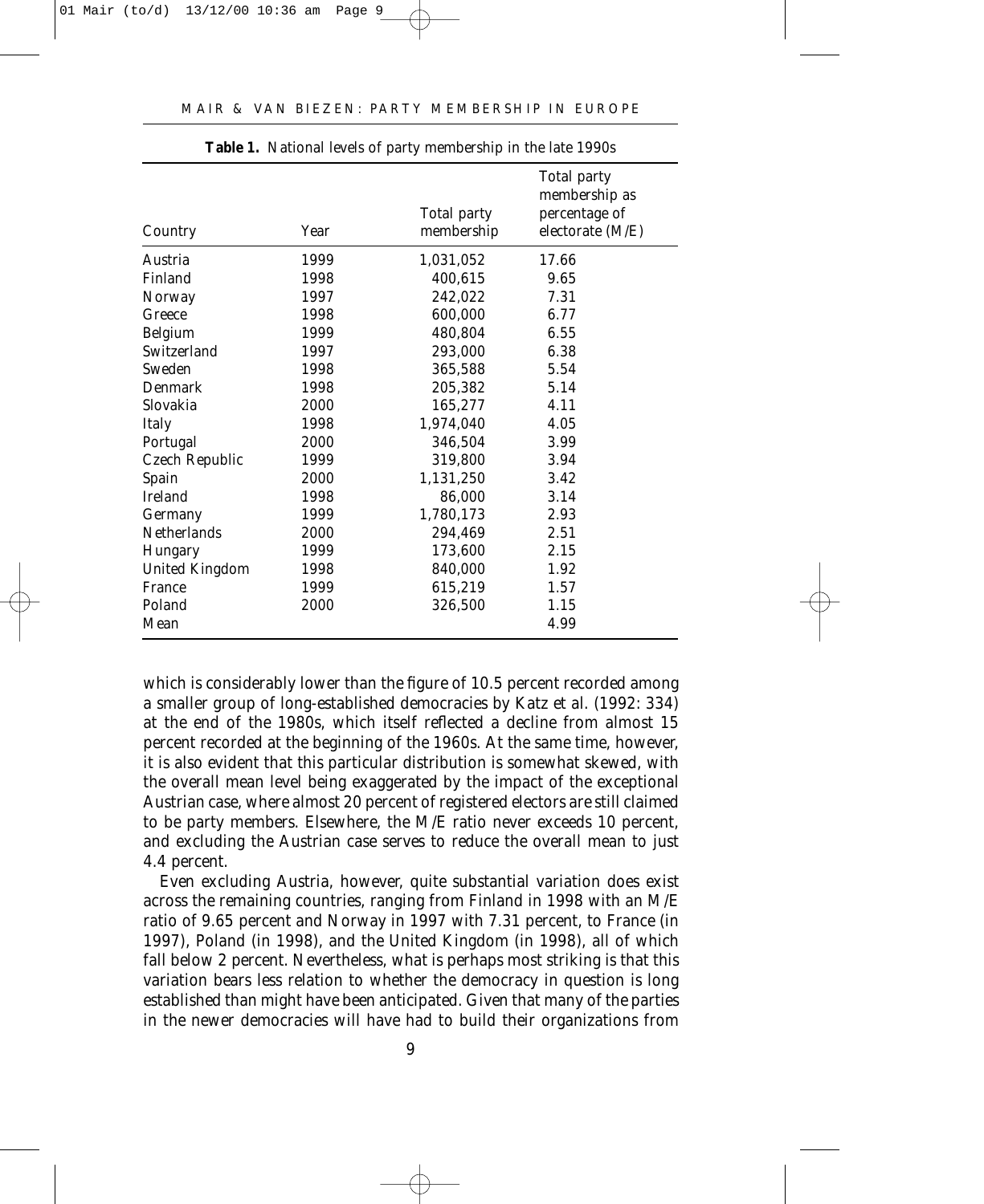**Table 1.** National levels of party membership in the late 1990s

| Country | Year | Total party membership | Total party membership as percentage of electorate (M/E) |
|---|---|---|---|
| Austria | 1999 | 1,031,052 | 17.66 |
| Finland | 1998 | 400,615 | 9.65 |
| Norway | 1997 | 242,022 | 7.31 |
| Greece | 1998 | 600,000 | 6.77 |
| Belgium | 1999 | 480,804 | 6.55 |
| Switzerland | 1997 | 293,000 | 6.38 |
| Sweden | 1998 | 365,588 | 5.54 |
| Denmark | 1998 | 205,382 | 5.14 |
| Slovakia | 2000 | 165,277 | 4.11 |
| Italy | 1998 | 1,974,040 | 4.05 |
| Portugal | 2000 | 346,504 | 3.99 |
| Czech Republic | 1999 | 319,800 | 3.94 |
| Spain | 2000 | 1,131,250 | 3.42 |
| Ireland | 1998 | 86,000 | 3.14 |
| Germany | 1999 | 1,780,173 | 2.93 |
| Netherlands | 2000 | 294,469 | 2.51 |
| Hungary | 1999 | 173,600 | 2.15 |
| United Kingdom | 1998 | 840,000 | 1.92 |
| France | 1999 | 615,219 | 1.57 |
| Poland | 2000 | 326,500 | 1.15 |
| Mean | | | 4.99 |

which is considerably lower than the figure of 10.5 percent recorded among a smaller group of long-established democracies by Katz et al. (1992: 334) at the end of the 1980s, which itself reflected a decline from almost 15 percent recorded at the beginning of the 1960s. At the same time, however, it is also evident that this particular distribution is somewhat skewed, with the overall mean level being exaggerated by the impact of the exceptional Austrian case, where almost 20 percent of registered electors are still claimed to be party members. Elsewhere, the M/E ratio never exceeds 10 percent, and excluding the Austrian case serves to reduce the overall mean to just 4.4 percent.

Even excluding Austria, however, quite substantial variation does exist across the remaining countries, ranging from Finland in 1998 with an M/E ratio of 9.65 percent and Norway in 1997 with 7.31 percent, to France (in 1997), Poland (in 1998), and the United Kingdom (in 1998), all of which fall below 2 percent. Nevertheless, what is perhaps most striking is that this variation bears less relation to whether the democracy in question is long established than might have been anticipated. Given that many of the parties in the newer democracies will have had to build their organizations from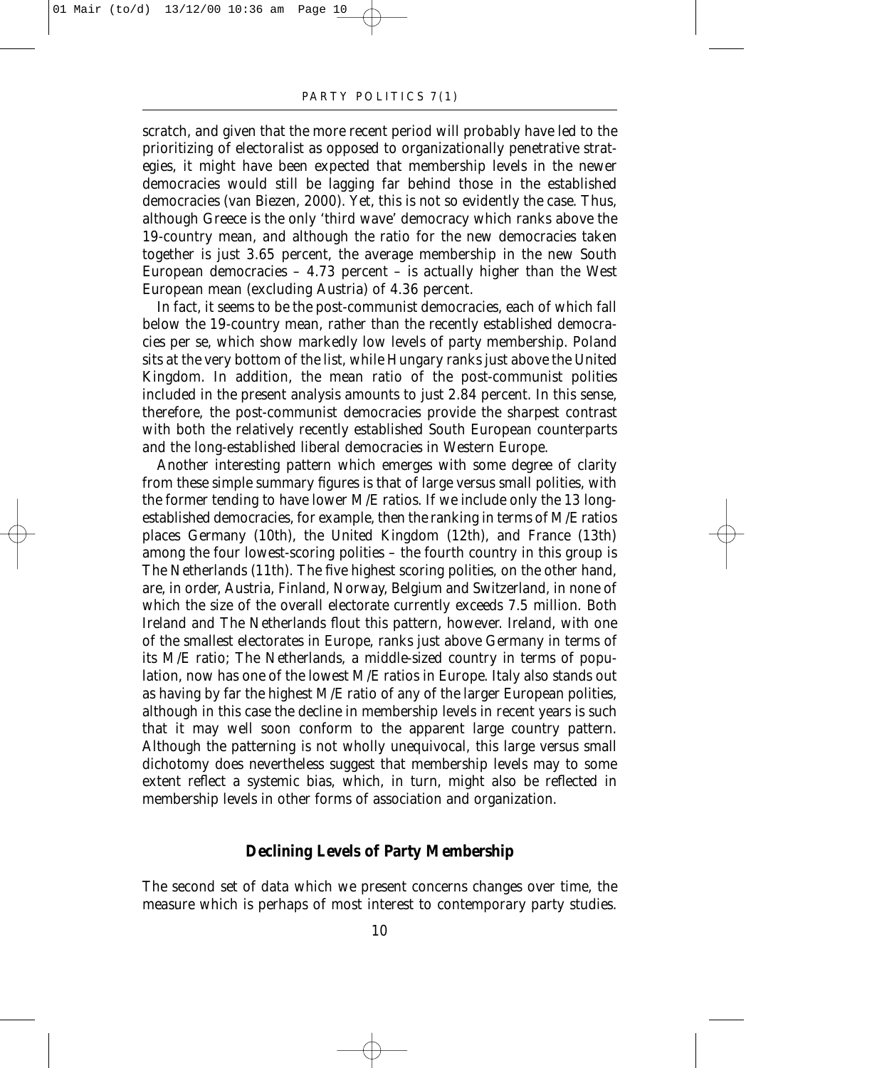scratch, and given that the more recent period will probably have led to the prioritizing of electoralist as opposed to organizationally penetrative strategies, it might have been expected that membership levels in the newer democracies would still be lagging far behind those in the established democracies (van Biezen, 2000). Yet, this is not so evidently the case. Thus, although Greece is the only 'third wave' democracy which ranks above the 19-country mean, and although the ratio for the new democracies taken together is just 3.65 percent, the average membership in the new South European democracies – 4.73 percent – is actually higher than the West European mean (excluding Austria) of 4.36 percent.

In fact, it seems to be the post-communist democracies, each of which fall below the 19-country mean, rather than the recently established democracies per se, which show markedly low levels of party membership. Poland sits at the very bottom of the list, while Hungary ranks just above the United Kingdom. In addition, the mean ratio of the post-communist polities included in the present analysis amounts to just 2.84 percent. In this sense, therefore, the post-communist democracies provide the sharpest contrast with both the relatively recently established South European counterparts and the long-established liberal democracies in Western Europe.

Another interesting pattern which emerges with some degree of clarity from these simple summary figures is that of large versus small polities, with the former tending to have lower M/E ratios. If we include only the 13 long-established democracies, for example, then the ranking in terms of M/E ratios places Germany (10th), the United Kingdom (12th), and France (13th) among the four lowest-scoring polities – the fourth country in this group is The Netherlands (11th). The five highest scoring polities, on the other hand, are, in order, Austria, Finland, Norway, Belgium and Switzerland, in none of which the size of the overall electorate currently exceeds 7.5 million. Both Ireland and The Netherlands flout this pattern, however. Ireland, with one of the smallest electorates in Europe, ranks just above Germany in terms of its M/E ratio; The Netherlands, a middle-sized country in terms of population, now has one of the lowest M/E ratios in Europe. Italy also stands out as having by far the highest M/E ratio of any of the larger European polities, although in this case the decline in membership levels in recent years is such that it may well soon conform to the apparent large country pattern. Although the patterning is not wholly unequivocal, this large versus small dichotomy does nevertheless suggest that membership levels may to some extent reflect a systemic bias, which, in turn, might also be reflected in membership levels in other forms of association and organization.

## Declining Levels of Party Membership

The second set of data which we present concerns changes over time, the measure which is perhaps of most interest to contemporary party studies.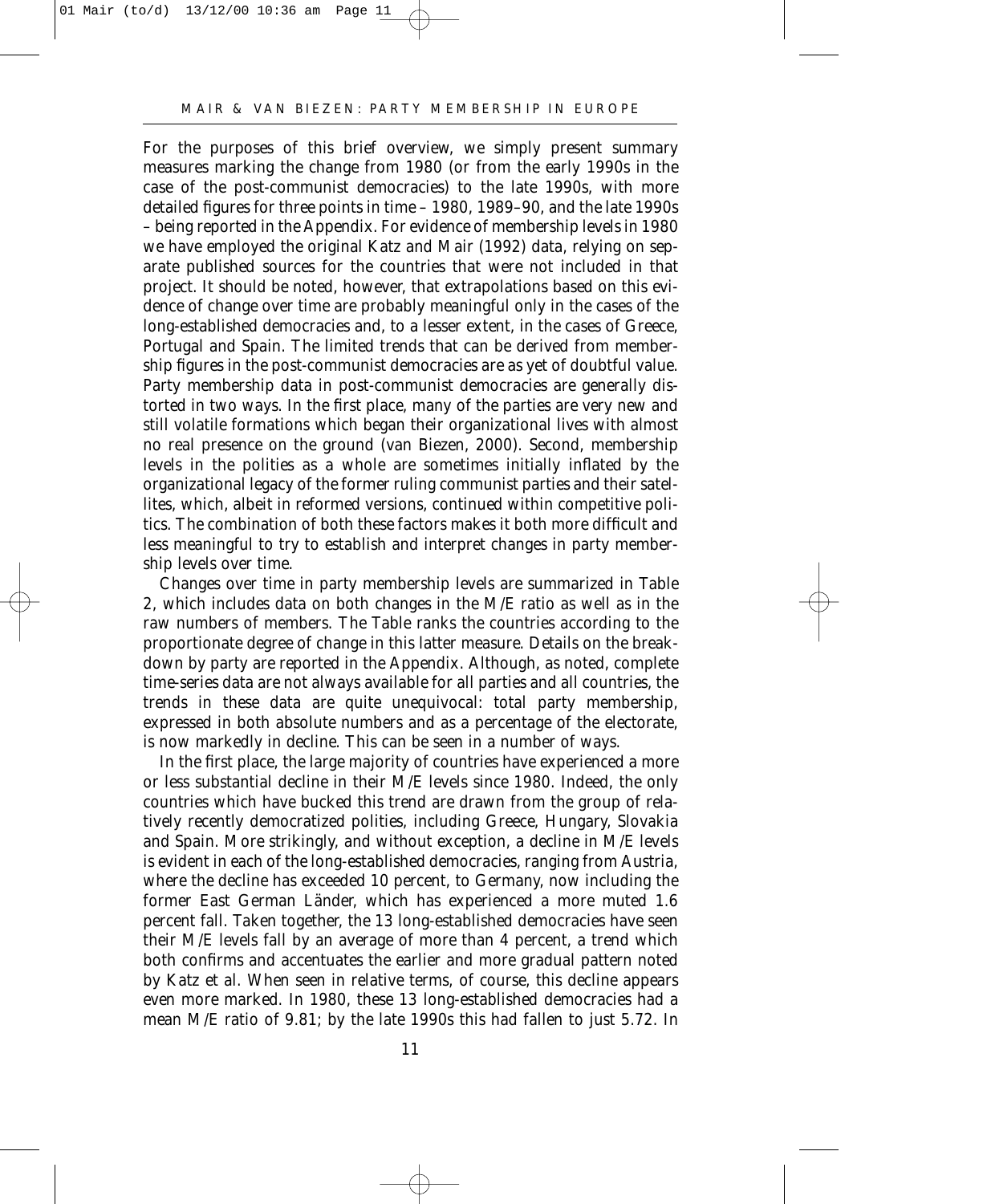For the purposes of this brief overview, we simply present summary measures marking the change from 1980 (or from the early 1990s in the case of the post-communist democracies) to the late 1990s, with more detailed figures for three points in time – 1980, 1989–90, and the late 1990s – being reported in the Appendix. For evidence of membership levels in 1980 we have employed the original Katz and Mair (1992) data, relying on separate published sources for the countries that were not included in that project. It should be noted, however, that extrapolations based on this evidence of change over time are probably meaningful only in the cases of the long-established democracies and, to a lesser extent, in the cases of Greece, Portugal and Spain. The limited trends that can be derived from membership figures in the post-communist democracies are as yet of doubtful value. Party membership data in post-communist democracies are generally distorted in two ways. In the first place, many of the parties are very new and still volatile formations which began their organizational lives with almost no real presence on the ground (van Biezen, 2000). Second, membership levels in the polities as a whole are sometimes initially inflated by the organizational legacy of the former ruling communist parties and their satellites, which, albeit in reformed versions, continued within competitive politics. The combination of both these factors makes it both more difficult and less meaningful to try to establish and interpret changes in party membership levels over time.

Changes over time in party membership levels are summarized in Table 2, which includes data on both changes in the M/E ratio as well as in the raw numbers of members. The Table ranks the countries according to the proportionate degree of change in this latter measure. Details on the breakdown by party are reported in the Appendix. Although, as noted, complete time-series data are not always available for all parties and all countries, the trends in these data are quite unequivocal: total party membership, expressed in both absolute numbers and as a percentage of the electorate, is now markedly in decline. This can be seen in a number of ways.

In the first place, the large majority of countries have experienced a more or less substantial decline in their M/E levels since 1980. Indeed, the only countries which have bucked this trend are drawn from the group of relatively recently democratized polities, including Greece, Hungary, Slovakia and Spain. More strikingly, and without exception, a decline in M/E levels is evident in each of the long-established democracies, ranging from Austria, where the decline has exceeded 10 percent, to Germany, now including the former East German Länder, which has experienced a more muted 1.6 percent fall. Taken together, the 13 long-established democracies have seen their M/E levels fall by an average of more than 4 percent, a trend which both confirms and accentuates the earlier and more gradual pattern noted by Katz et al. When seen in relative terms, of course, this decline appears even more marked. In 1980, these 13 long-established democracies had a mean M/E ratio of 9.81; by the late 1990s this had fallen to just 5.72. In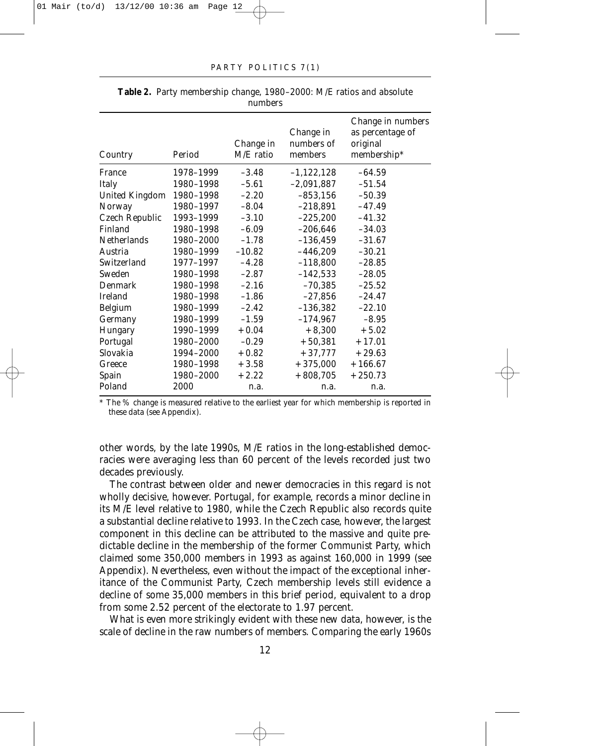**Table 2.** Party membership change, 1980–2000: M/E ratios and absolute numbers

| Country | Period | Change in M/E ratio | Change in numbers of members | Change in numbers as percentage of original membership* |
|---|---|---|---|---|
| France | 1978–1999 | –3.48 | –1,122,128 | –64.59 |
| Italy | 1980–1998 | –5.61 | –2,091,887 | –51.54 |
| United Kingdom | 1980–1998 | –2.20 | –853,156 | –50.39 |
| Norway | 1980–1997 | –8.04 | –218,891 | –47.49 |
| Czech Republic | 1993–1999 | –3.10 | –225,200 | –41.32 |
| Finland | 1980–1998 | –6.09 | –206,646 | –34.03 |
| Netherlands | 1980–2000 | –1.78 | –136,459 | –31.67 |
| Austria | 1980–1999 | –10.82 | –446,209 | –30.21 |
| Switzerland | 1977–1997 | –4.28 | –118,800 | –28.85 |
| Sweden | 1980–1998 | –2.87 | –142,533 | –28.05 |
| Denmark | 1980–1998 | –2.16 | –70,385 | –25.52 |
| Ireland | 1980–1998 | –1.86 | –27,856 | –24.47 |
| Belgium | 1980–1999 | –2.42 | –136,382 | –22.10 |
| Germany | 1980–1999 | –1.59 | –174,967 | –8.95 |
| Hungary | 1990–1999 | +0.04 | +8,300 | +5.02 |
| Portugal | 1980–2000 | –0.29 | +50,381 | +17.01 |
| Slovakia | 1994–2000 | +0.82 | +37,777 | +29.63 |
| Greece | 1980–1998 | +3.58 | +375,000 | +166.67 |
| Spain | 1980–2000 | +2.22 | +808,705 | +250.73 |
| Poland | 2000 | n.a. | n.a. | n.a. |

\* The % change is measured relative to the earliest year for which membership is reported in these data (see Appendix).

other words, by the late 1990s, M/E ratios in the long-established democracies were averaging less than 60 percent of the levels recorded just two decades previously.

The contrast between older and newer democracies in this regard is not wholly decisive, however. Portugal, for example, records a minor decline in its M/E level relative to 1980, while the Czech Republic also records quite a substantial decline relative to 1993. In the Czech case, however, the largest component in this decline can be attributed to the massive and quite predictable decline in the membership of the former Communist Party, which claimed some 350,000 members in 1993 as against 160,000 in 1999 (see Appendix). Nevertheless, even without the impact of the exceptional inheritance of the Communist Party, Czech membership levels still evidence a decline of some 35,000 members in this brief period, equivalent to a drop from some 2.52 percent of the electorate to 1.97 percent.

What is even more strikingly evident with these new data, however, is the scale of decline in the raw numbers of members. Comparing the early 1960s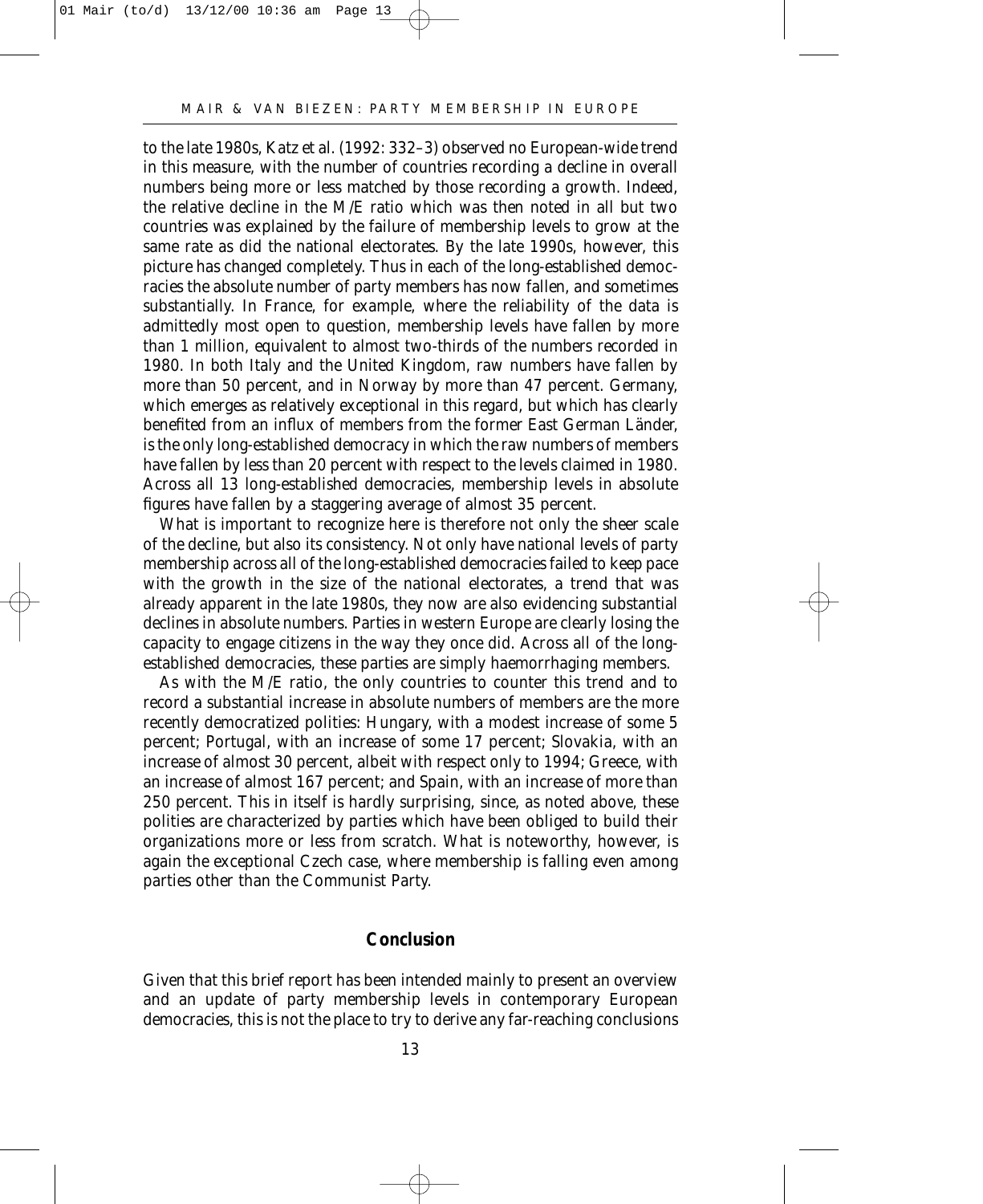to the late 1980s, Katz et al. (1992: 332–3) observed no European-wide trend in this measure, with the number of countries recording a decline in overall numbers being more or less matched by those recording a growth. Indeed, the relative decline in the M/E ratio which was then noted in all but two countries was explained by the failure of membership levels to grow at the same rate as did the national electorates. By the late 1990s, however, this picture has changed completely. Thus in each of the long-established democracies the absolute number of party members has now fallen, and sometimes substantially. In France, for example, where the reliability of the data is admittedly most open to question, membership levels have fallen by more than 1 million, equivalent to almost two-thirds of the numbers recorded in 1980. In both Italy and the United Kingdom, raw numbers have fallen by more than 50 percent, and in Norway by more than 47 percent. Germany, which emerges as relatively exceptional in this regard, but which has clearly benefited from an influx of members from the former East German Länder, is the only long-established democracy in which the raw numbers of members have fallen by less than 20 percent with respect to the levels claimed in 1980. Across all 13 long-established democracies, membership levels in absolute figures have fallen by a staggering average of almost 35 percent.

What is important to recognize here is therefore not only the sheer scale of the decline, but also its consistency. Not only have national levels of party membership across all of the long-established democracies failed to keep pace with the growth in the size of the national electorates, a trend that was already apparent in the late 1980s, they now are also evidencing substantial declines in absolute numbers. Parties in western Europe are clearly losing the capacity to engage citizens in the way they once did. Across all of the long-established democracies, these parties are simply haemorrhaging members.

As with the M/E ratio, the only countries to counter this trend and to record a substantial increase in absolute numbers of members are the more recently democratized polities: Hungary, with a modest increase of some 5 percent; Portugal, with an increase of some 17 percent; Slovakia, with an increase of almost 30 percent, albeit with respect only to 1994; Greece, with an increase of almost 167 percent; and Spain, with an increase of more than 250 percent. This in itself is hardly surprising, since, as noted above, these polities are characterized by parties which have been obliged to build their organizations more or less from scratch. What is noteworthy, however, is again the exceptional Czech case, where membership is falling even among parties other than the Communist Party.

## Conclusion

Given that this brief report has been intended mainly to present an overview and an update of party membership levels in contemporary European democracies, this is not the place to try to derive any far-reaching conclusions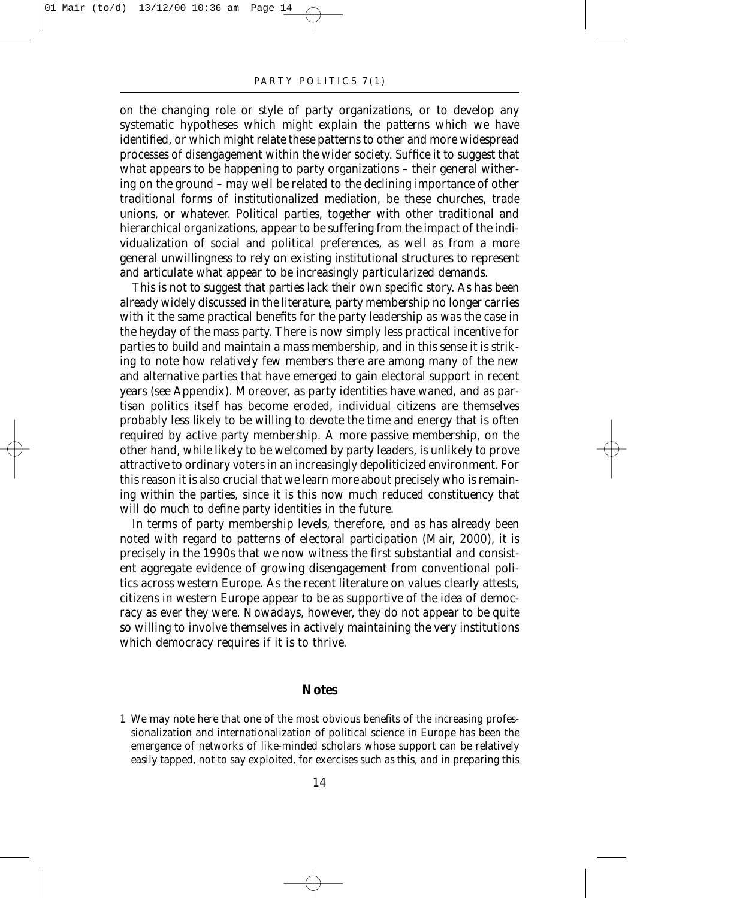on the changing role or style of party organizations, or to develop any systematic hypotheses which might explain the patterns which we have identified, or which might relate these patterns to other and more widespread processes of disengagement within the wider society. Suffice it to suggest that what appears to be happening to party organizations – their general withering on the ground – may well be related to the declining importance of other traditional forms of institutionalized mediation, be these churches, trade unions, or whatever. Political parties, together with other traditional and hierarchical organizations, appear to be suffering from the impact of the individualization of social and political preferences, as well as from a more general unwillingness to rely on existing institutional structures to represent and articulate what appear to be increasingly particularized demands.

This is not to suggest that parties lack their own specific story. As has been already widely discussed in the literature, party membership no longer carries with it the same practical benefits for the party leadership as was the case in the heyday of the mass party. There is now simply less practical incentive for parties to build and maintain a mass membership, and in this sense it is striking to note how relatively few members there are among many of the new and alternative parties that have emerged to gain electoral support in recent years (see Appendix). Moreover, as party identities have waned, and as partisan politics itself has become eroded, individual citizens are themselves probably less likely to be willing to devote the time and energy that is often required by active party membership. A more passive membership, on the other hand, while likely to be welcomed by party leaders, is unlikely to prove attractive to ordinary voters in an increasingly depoliticized environment. For this reason it is also crucial that we learn more about precisely who is remaining within the parties, since it is this now much reduced constituency that will do much to define party identities in the future.

In terms of party membership levels, therefore, and as has already been noted with regard to patterns of electoral participation (Mair, 2000), it is precisely in the 1990s that we now witness the first substantial and consistent aggregate evidence of growing disengagement from conventional politics across western Europe. As the recent literature on values clearly attests, citizens in western Europe appear to be as supportive of the idea of democracy as ever they were. Nowadays, however, they do not appear to be quite so willing to involve themselves in actively maintaining the very institutions which democracy requires if it is to thrive.

## Notes

1 We may note here that one of the most obvious benefits of the increasing professionalization and internationalization of political science in Europe has been the emergence of networks of like-minded scholars whose support can be relatively easily tapped, not to say exploited, for exercises such as this, and in preparing this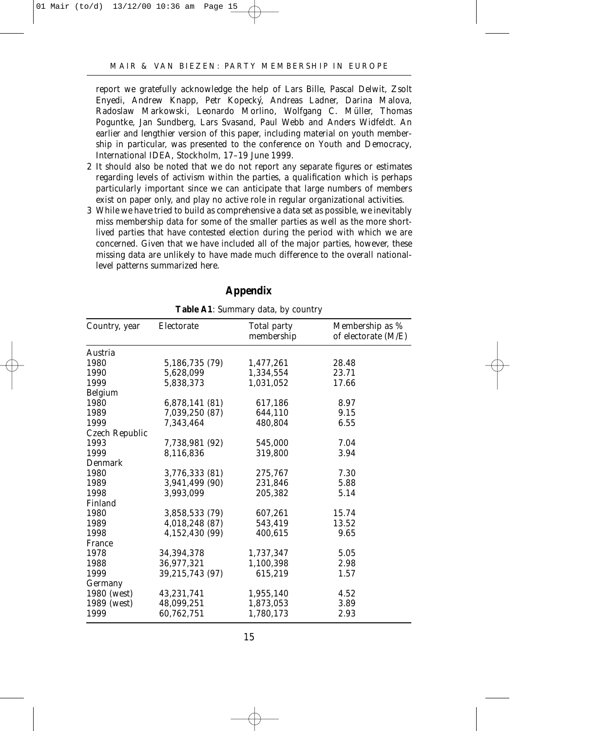report we gratefully acknowledge the help of Lars Bille, Pascal Delwit, Zsolt Enyedi, Andrew Knapp, Petr Kopecký, Andreas Ladner, Darina Malova, Radoslaw Markowski, Leonardo Morlino, Wolfgang C. Müller, Thomas Poguntke, Jan Sundberg, Lars Svasand, Paul Webb and Anders Widfeldt. An earlier and lengthier version of this paper, including material on youth membership in particular, was presented to the conference on Youth and Democracy, International IDEA, Stockholm, 17–19 June 1999.

2 It should also be noted that we do not report any separate figures or estimates regarding levels of activism within the parties, a qualification which is perhaps particularly important since we can anticipate that large numbers of members exist on paper only, and play no active role in regular organizational activities.

3 While we have tried to build as comprehensive a data set as possible, we inevitably miss membership data for some of the smaller parties as well as the more short-lived parties that have contested election during the period with which we are concerned. Given that we have included all of the major parties, however, these missing data are unlikely to have made much difference to the overall national-level patterns summarized here.

## Appendix

**Table A1**: Summary data, by country

| Country, year | Electorate | Total party membership | Membership as % of electorate (M/E) |
|---|---|---|---|
| Austria | | | |
| 1980 | 5,186,735 (79) | 1,477,261 | 28.48 |
| 1990 | 5,628,099 | 1,334,554 | 23.71 |
| 1999 | 5,838,373 | 1,031,052 | 17.66 |
| Belgium | | | |
| 1980 | 6,878,141 (81) | 617,186 | 8.97 |
| 1989 | 7,039,250 (87) | 644,110 | 9.15 |
| 1999 | 7,343,464 | 480,804 | 6.55 |
| Czech Republic | | | |
| 1993 | 7,738,981 (92) | 545,000 | 7.04 |
| 1999 | 8,116,836 | 319,800 | 3.94 |
| Denmark | | | |
| 1980 | 3,776,333 (81) | 275,767 | 7.30 |
| 1989 | 3,941,499 (90) | 231,846 | 5.88 |
| 1998 | 3,993,099 | 205,382 | 5.14 |
| Finland | | | |
| 1980 | 3,858,533 (79) | 607,261 | 15.74 |
| 1989 | 4,018,248 (87) | 543,419 | 13.52 |
| 1998 | 4,152,430 (99) | 400,615 | 9.65 |
| France | | | |
| 1978 | 34,394,378 | 1,737,347 | 5.05 |
| 1988 | 36,977,321 | 1,100,398 | 2.98 |
| 1999 | 39,215,743 (97) | 615,219 | 1.57 |
| Germany | | | |
| 1980 (west) | 43,231,741 | 1,955,140 | 4.52 |
| 1989 (west) | 48,099,251 | 1,873,053 | 3.89 |
| 1999 | 60,762,751 | 1,780,173 | 2.93 |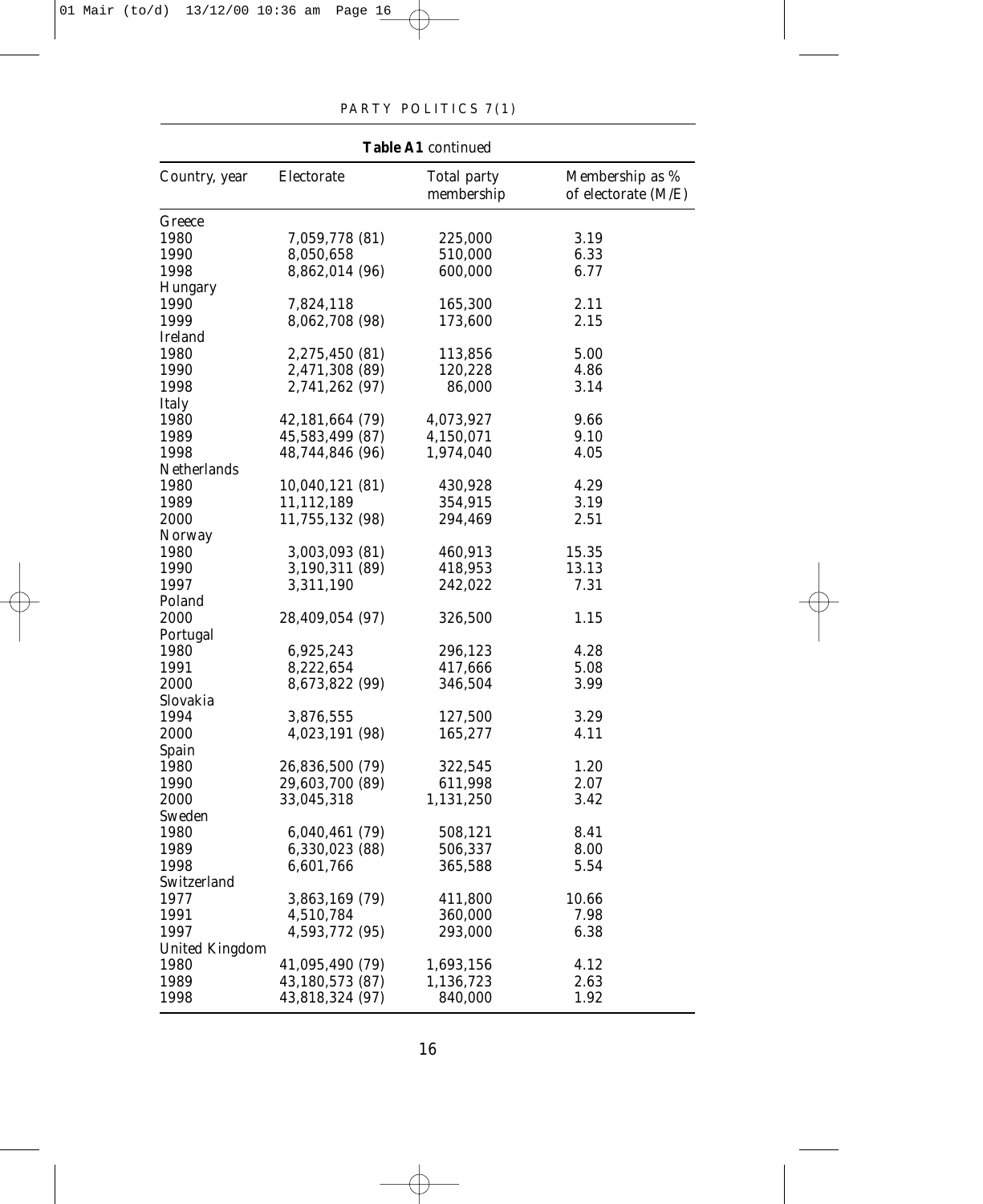**Table A1** continued

| Country, year | Electorate | Total party membership | Membership as % of electorate (M/E) |
|---|---|---|---|
| Greece | | | |
| 1980 | 7,059,778 (81) | 225,000 | 3.19 |
| 1990 | 8,050,658 | 510,000 | 6.33 |
| 1998 | 8,862,014 (96) | 600,000 | 6.77 |
| Hungary | | | |
| 1990 | 7,824,118 | 165,300 | 2.11 |
| 1999 | 8,062,708 (98) | 173,600 | 2.15 |
| Ireland | | | |
| 1980 | 2,275,450 (81) | 113,856 | 5.00 |
| 1990 | 2,471,308 (89) | 120,228 | 4.86 |
| 1998 | 2,741,262 (97) | 86,000 | 3.14 |
| Italy | | | |
| 1980 | 42,181,664 (79) | 4,073,927 | 9.66 |
| 1989 | 45,583,499 (87) | 4,150,071 | 9.10 |
| 1998 | 48,744,846 (96) | 1,974,040 | 4.05 |
| Netherlands | | | |
| 1980 | 10,040,121 (81) | 430,928 | 4.29 |
| 1989 | 11,112,189 | 354,915 | 3.19 |
| 2000 | 11,755,132 (98) | 294,469 | 2.51 |
| Norway | | | |
| 1980 | 3,003,093 (81) | 460,913 | 15.35 |
| 1990 | 3,190,311 (89) | 418,953 | 13.13 |
| 1997 | 3,311,190 | 242,022 | 7.31 |
| Poland | | | |
| 2000 | 28,409,054 (97) | 326,500 | 1.15 |
| Portugal | | | |
| 1980 | 6,925,243 | 296,123 | 4.28 |
| 1991 | 8,222,654 | 417,666 | 5.08 |
| 2000 | 8,673,822 (99) | 346,504 | 3.99 |
| Slovakia | | | |
| 1994 | 3,876,555 | 127,500 | 3.29 |
| 2000 | 4,023,191 (98) | 165,277 | 4.11 |
| Spain | | | |
| 1980 | 26,836,500 (79) | 322,545 | 1.20 |
| 1990 | 29,603,700 (89) | 611,998 | 2.07 |
| 2000 | 33,045,318 | 1,131,250 | 3.42 |
| Sweden | | | |
| 1980 | 6,040,461 (79) | 508,121 | 8.41 |
| 1989 | 6,330,023 (88) | 506,337 | 8.00 |
| 1998 | 6,601,766 | 365,588 | 5.54 |
| Switzerland | | | |
| 1977 | 3,863,169 (79) | 411,800 | 10.66 |
| 1991 | 4,510,784 | 360,000 | 7.98 |
| 1997 | 4,593,772 (95) | 293,000 | 6.38 |
| United Kingdom | | | |
| 1980 | 41,095,490 (79) | 1,693,156 | 4.12 |
| 1989 | 43,180,573 (87) | 1,136,723 | 2.63 |
| 1998 | 43,818,324 (97) | 840,000 | 1.92 |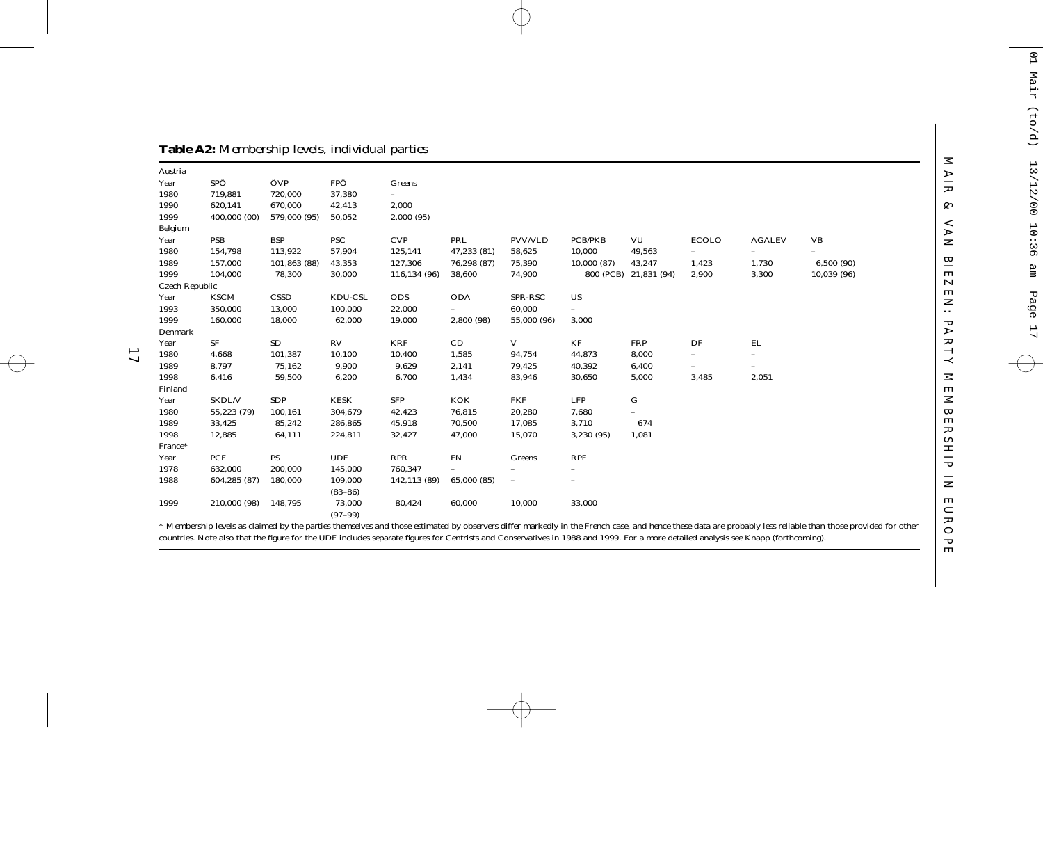**Table A2:** Membership levels, individual parties

| Austria | | | | | | | | | | | |
|---|---|---|---|---|---|---|---|---|---|---|---|
| Year | SPÖ | ÖVP | FPÖ | Greens | | | | | | | |
| 1980 | 719,881 | 720,000 | 37,380 | – | | | | | | | |
| 1990 | 620,141 | 670,000 | 42,413 | 2,000 | | | | | | | |
| 1999 | 400,000 (00) | 579,000 (95) | 50,052 | 2,000 (95) | | | | | | | |
| **Belgium** | | | | | | | | | | | |
| Year | PSB | BSP | PSC | CVP | PRL | PVV/VLD | PCB/PKB | VU | ECOLO | AGALEV | VB |
| 1980 | 154,798 | 113,922 | 57,904 | 125,141 | 47,233 (81) | 58,625 | 10,000 | 49,563 | – | – | – |
| 1989 | 157,000 | 101,863 (88) | 43,353 | 127,306 | 76,298 (87) | 75,390 | 10,000 (87) | 43,247 | 1,423 | 1,730 | 6,500 (90) |
| 1999 | 104,000 | 78,300 | 30,000 | 116,134 (96) | 38,600 | 74,900 | 800 (PCB) | 21,831 (94) | 2,900 | 3,300 | 10,039 (96) |
| **Czech Republic** | | | | | | | | | | | |
| Year | KSCM | CSSD | KDU-CSL | ODS | ODA | SPR-RSC | US | | | | |
| 1993 | 350,000 | 13,000 | 100,000 | 22,000 | – | 60,000 | – | | | | |
| 1999 | 160,000 | 18,000 | 62,000 | 19,000 | 2,800 (98) | 55,000 (96) | 3,000 | | | | |
| **Denmark** | | | | | | | | | | | |
| Year | SF | SD | RV | KRF | CD | V | KF | FRP | DF | EL | |
| 1980 | 4,668 | 101,387 | 10,100 | 10,400 | 1,585 | 94,754 | 44,873 | 8,000 | – | – | |
| 1989 | 8,797 | 75,162 | 9,900 | 9,629 | 2,141 | 79,425 | 40,392 | 6,400 | – | – | |
| 1998 | 6,416 | 59,500 | 6,200 | 6,700 | 1,434 | 83,946 | 30,650 | 5,000 | 3,485 | 2,051 | |
| **Finland** | | | | | | | | | | | |
| Year | SKDL/V | SDP | KESK | SFP | KOK | FKF | LFP | G | | | |
| 1980 | 55,223 (79) | 100,161 | 304,679 | 42,423 | 76,815 | 20,280 | 7,680 | – | | | |
| 1989 | 33,425 | 85,242 | 286,865 | 45,918 | 70,500 | 17,085 | 3,710 | 674 | | | |
| 1998 | 12,885 | 64,111 | 224,811 | 32,427 | 47,000 | 15,070 | 3,230 (95) | 1,081 | | | |
| **France*** | | | | | | | | | | | |
| Year | PCF | PS | UDF | RPR | FN | Greens | RPF | | | | |
| 1978 | 632,000 | 200,000 | 145,000 | 760,347 | – | – | – | | | | |
| 1988 | 604,285 (87) | 180,000 | 109,000 (83–86) | 142,113 (89) | 65,000 (85) | – | – | | | | |
| 1999 | 210,000 (98) | 148,795 | 73,000 (97–99) | 80,424 | 60,000 | 10,000 | 33,000 | | | | |

\* Membership levels as claimed by the parties themselves and those estimated by observers differ markedly in the French case, and hence these data are probably less reliable than those provided for other countries. Note also that the figure for the UDF includes separate figures for Centrists and Conservatives in 1988 and 1999. For a more detailed analysis see Knapp (forthcoming).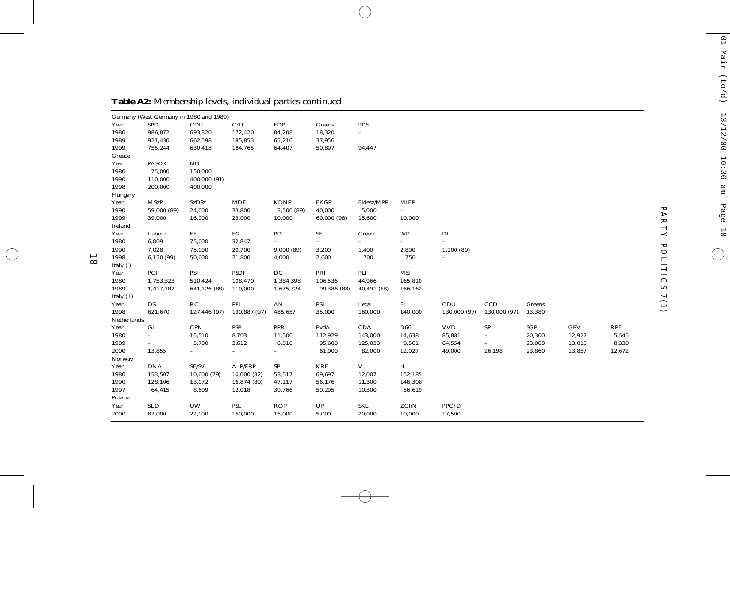**Table A2:** Membership levels, individual parties continued

| | | | | | | | | | | | | |
|---|---|---|---|---|---|---|---|---|---|---|---|---|
| Germany (West Germany in 1980 and 1989) | | | | | | | | | | | | |
| Year | SPD | CDU | CSU | FDP | Greens | PDS | | | | | | |
| 1980 | 986,872 | 693,320 | 172,420 | 84,208 | 18,320 | – | | | | | | |
| 1989 | 921,430 | 662,598 | 185,853 | 65,216 | 37,956 | | | | | | | |
| 1999 | 755,244 | 630,413 | 184,765 | 64,407 | 50,897 | 94,447 | | | | | | |
| Greece | | | | | | | | | | | | |
| Year | PASOK | ND | | | | | | | | | | |
| 1980 | 75,000 | 150,000 | | | | | | | | | | |
| 1990 | 110,000 | 400,000 (91) | | | | | | | | | | |
| 1998 | 200,000 | 400,000 | | | | | | | | | | |
| Hungary | | | | | | | | | | | | |
| Year | MSzP | SzDSz | MDF | KDNP | FKGP | Fidesz/MPP | MIEP | | | | | |
| 1990 | 59,000 (89) | 24,000 | 33,800 | 3,500 (89) | 40,000 | 5,000 | – | | | | | |
| 1999 | 39,000 | 16,000 | 23,000 | 10,000 | 60,000 (98) | 15,600 | 10,000 | | | | | |
| Ireland | | | | | | | | | | | | |
| Year | Labour | FF | FG | PD | SF | Green | WP | DL | | | | |
| 1980 | 6,009 | 75,000 | 32,847 | – | – | – | – | – | | | | |
| 1990 | 7,028 | 75,000 | 20,700 | 9,000 (89) | 3,200 | 1,400 | 2,800 | 1,100 (89) | | | | |
| 1998 | 6,150 (99) | 50,000 | 21,800 | 4,000 | 2,600 | 700 | 750 | – | | | | |
| Italy (I) | | | | | | | | | | | | |
| Year | PCI | PSI | PSDI | DC | PRI | PLI | MSI | | | | | |
| 1980 | 1,753,323 | 510,424 | 108,470 | 1,384,398 | 106,536 | 44,966 | 165,810 | | | | | |
| 1989 | 1,417,182 | 641,126 (88) | 110,000 | 1,675,724 | 99,386 (88) | 40,491 (88) | 166,162 | | | | | |
| Italy (II) | | | | | | | | | | | | |
| Year | DS | RC | PPI | AN | PSI | Lega | FI | CDU | CCD | Greens | | |
| 1998 | 621,670 | 127,446 (97) | 130,887 (97) | 485,657 | 35,000 | 160,000 | 140,000 | 130,000 (97) | 130,000 (97) | 13,380 | | |
| Netherlands | | | | | | | | | | | | |
| Year | GL | CPN | PSP | PPR | PvdA | CDA | D66 | VVD | SP | SGP | GPV | RPF |
| 1980 | – | 15,510 | 8,703 | 11,500 | 112,929 | 143,000 | 14,638 | 85,881 | – | 20,300 | 12,922 | 5,545 |
| 1989 | – | 5,700 | 3,612 | 6,510 | 95,600 | 125,033 | 9,561 | 64,554 | – | 23,000 | 13,015 | 8,330 |
| 2000 | 13,855 | – | – | – | 61,000 | 82,000 | 12,027 | 49,000 | 26,198 | 23,860 | 13,857 | 12,672 |
| Norway | | | | | | | | | | | | |
| Year | DNA | SF/SV | ALP/FRP | SP | KRF | V | H | | | | | |
| 1980 | 153,507 | 10,000 (79) | 10,000 (82) | 53,517 | 69,697 | 12,007 | 152,185 | | | | | |
| 1990 | 128,106 | 13,072 | 16,874 (89) | 47,117 | 56,176 | 11,300 | 146,308 | | | | | |
| 1997 | 64,415 | 8,609 | 12,018 | 39,766 | 50,295 | 10,300 | 56,619 | | | | | |
| Poland | | | | | | | | | | | | |
| Year | SLD | UW | PSL | ROP | UP | SKL | ZChN | PPChD | | | | |
| 2000 | 87,000 | 22,000 | 150,000 | 15,000 | 5,000 | 20,000 | 10,000 | 17,500 | | | | |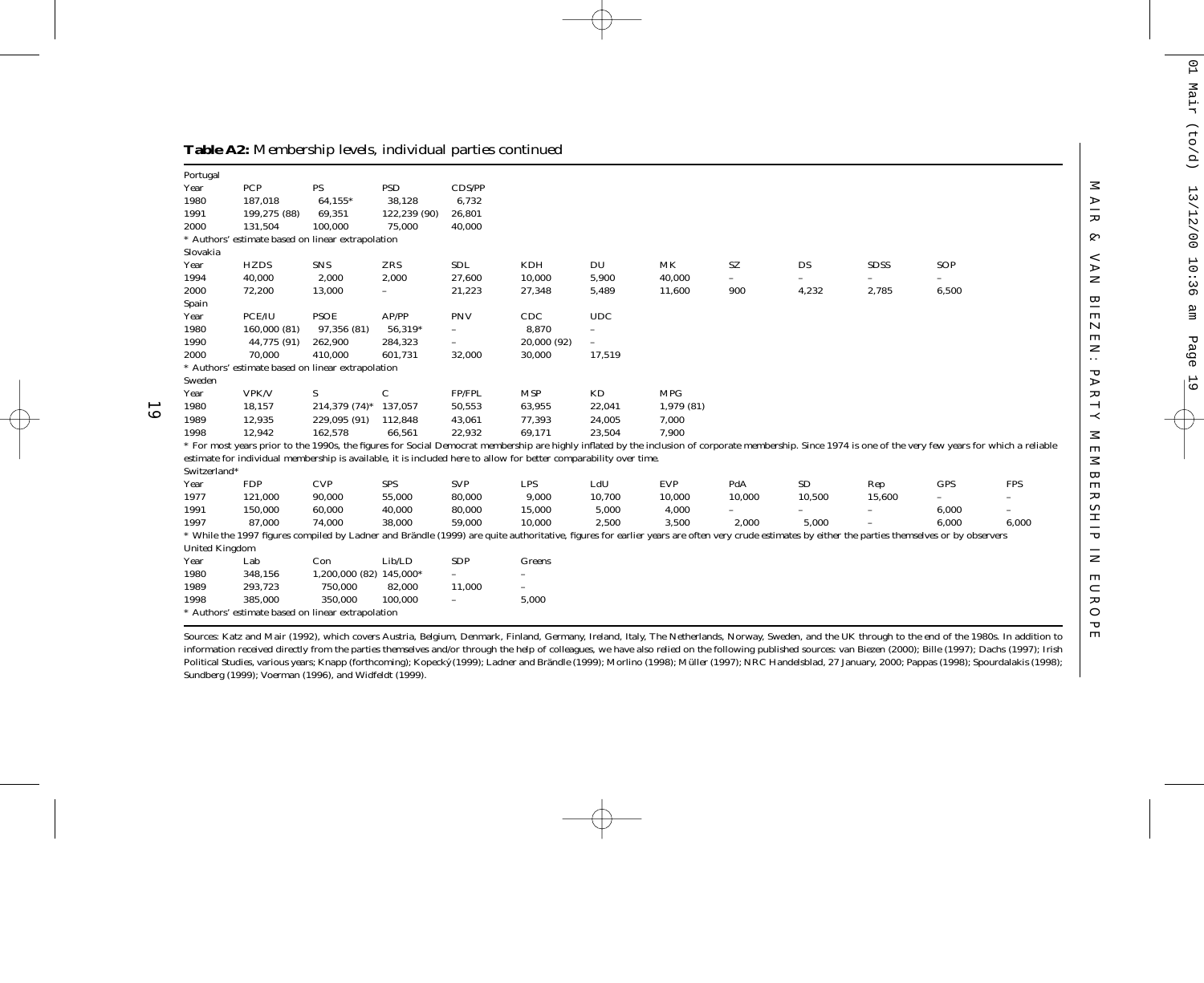**Table A2:** Membership levels, individual parties continued

Portugal

| Year | PCP | PS | PSD | CDS/PP |
|---|---|---|---|---|
| 1980 | 187,018 | 64,155* | 38,128 | 6,732 |
| 1991 | 199,275 (88) | 69,351 | 122,239 (90) | 26,801 |
| 2000 | 131,504 | 100,000 | 75,000 | 40,000 |

\* Authors' estimate based on linear extrapolation

Slovakia

| Year | HZDS | SNS | ZRS | SDL | KDH | DU | MK | SZ | DS | SDSS | SOP |
|---|---|---|---|---|---|---|---|---|---|---|---|
| 1994 | 40,000 | 2,000 | 2,000 | 27,600 | 10,000 | 5,900 | 40,000 | – | – | – | – |
| 2000 | 72,200 | 13,000 | – | 21,223 | 27,348 | 5,489 | 11,600 | 900 | 4,232 | 2,785 | 6,500 |

Spain

| Year | PCE/IU | PSOE | AP/PP | PNV | CDC | UDC |
|---|---|---|---|---|---|---|
| 1980 | 160,000 (81) | 97,356 (81) | 56,319* | – | 8,870 | – |
| 1990 | 44,775 (91) | 262,900 | 284,323 | – | 20,000 (92) | – |
| 2000 | 70,000 | 410,000 | 601,731 | 32,000 | 30,000 | 17,519 |

\* Authors' estimate based on linear extrapolation

Sweden

| Year | VPK/V | S | C | FP/FPL | MSP | KD | MPG |
|---|---|---|---|---|---|---|---|
| 1980 | 18,157 | 214,379 (74)* | 137,057 | 50,553 | 63,955 | 22,041 | 1,979 (81) |
| 1989 | 12,935 | 229,095 (91) | 112,848 | 43,061 | 77,393 | 24,005 | 7,000 |
| 1998 | 12,942 | 162,578 | 66,561 | 22,932 | 69,171 | 23,504 | 7,900 |

\* For most years prior to the 1990s, the figures for Social Democrat membership are highly inflated by the inclusion of corporate membership. Since 1974 is one of the very few years for which a reliable estimate for individual membership is available, it is included here to allow for better comparability over time.

Switzerland*

| Year | FDP | CVP | SPS | SVP | LPS | LdU | EVP | PdA | SD | Rep | GPS | FPS |
|---|---|---|---|---|---|---|---|---|---|---|---|---|
| 1977 | 121,000 | 90,000 | 55,000 | 80,000 | 9,000 | 10,700 | 10,000 | 10,000 | 10,500 | 15,600 | – | – |
| 1991 | 150,000 | 60,000 | 40,000 | 80,000 | 15,000 | 5,000 | 4,000 | – | – | – | 6,000 | – |
| 1997 | 87,000 | 74,000 | 38,000 | 59,000 | 10,000 | 2,500 | 3,500 | 2,000 | 5,000 | – | 6,000 | 6,000 |

\* While the 1997 figures compiled by Ladner and Brändle (1999) are quite authoritative, figures for earlier years are often very crude estimates by either the parties themselves or by observers

United Kingdom

| Year | Lab | Con | Lib/LD | SDP | Greens |
|---|---|---|---|---|---|
| 1980 | 348,156 | 1,200,000 (82) | 145,000* | – | – |
| 1989 | 293,723 | 750,000 | 82,000 | 11,000 | – |
| 1998 | 385,000 | 350,000 | 100,000 | – | 5,000 |

\* Authors' estimate based on linear extrapolation

Sources: Katz and Mair (1992), which covers Austria, Belgium, Denmark, Finland, Germany, Ireland, Italy, The Netherlands, Norway, Sweden, and the UK through to the end of the 1980s. In addition to information received directly from the parties themselves and/or through the help of colleagues, we have also relied on the following published sources: van Biezen (2000); Bille (1997); Dachs (1997); Irish Political Studies, various years; Knapp (forthcoming); Kopecký (1999); Ladner and Brändle (1999); Morlino (1998); Müller (1997); NRC Handelsblad, 27 January, 2000; Pappas (1998); Spourdalakis (1998); Sundberg (1999); Voerman (1996), and Widfeldt (1999).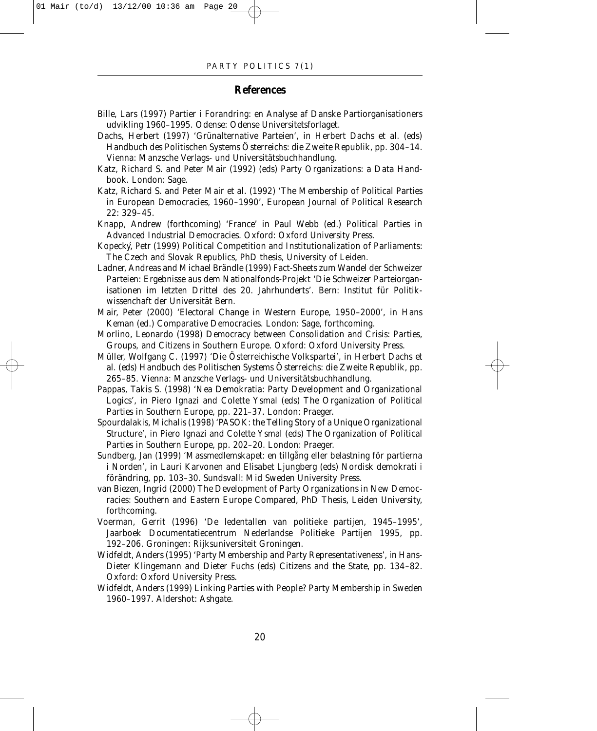## References

Bille, Lars (1997) Partier i Forandring: en Analyse af Danske Partiorganisationers udvikling 1960–1995. Odense: Odense Universitetsforlaget.

Dachs, Herbert (1997) 'Grünalternative Parteien', in Herbert Dachs et al. (eds) Handbuch des Politischen Systems Österreichs: die Zweite Republik, pp. 304–14. Vienna: Manzsche Verlags- und Universitätsbuchhandlung.

Katz, Richard S. and Peter Mair (1992) (eds) Party Organizations: a Data Handbook. London: Sage.

Katz, Richard S. and Peter Mair et al. (1992) 'The Membership of Political Parties in European Democracies, 1960–1990', European Journal of Political Research 22: 329–45.

Knapp, Andrew (forthcoming) 'France' in Paul Webb (ed.) Political Parties in Advanced Industrial Democracies. Oxford: Oxford University Press.

Kopecký, Petr (1999) Political Competition and Institutionalization of Parliaments: The Czech and Slovak Republics, PhD thesis, University of Leiden.

Ladner, Andreas and Michael Brändle (1999) Fact-Sheets zum Wandel der Schweizer Parteien: Ergebnisse aus dem Nationalfonds-Projekt 'Die Schweizer Parteiorganisationen im letzten Drittel des 20. Jahrhunderts'. Bern: Institut für Politikwissenchaft der Universität Bern.

Mair, Peter (2000) 'Electoral Change in Western Europe, 1950–2000', in Hans Keman (ed.) Comparative Democracies. London: Sage, forthcoming.

Morlino, Leonardo (1998) Democracy between Consolidation and Crisis: Parties, Groups, and Citizens in Southern Europe. Oxford: Oxford University Press.

Müller, Wolfgang C. (1997) 'Die Österreichische Volkspartei', in Herbert Dachs et al. (eds) Handbuch des Politischen Systems Österreichs: die Zweite Republik, pp. 265–85. Vienna: Manzsche Verlags- und Universitätsbuchhandlung.

Pappas, Takis S. (1998) 'Nea Demokratia: Party Development and Organizational Logics', in Piero Ignazi and Colette Ysmal (eds) The Organization of Political Parties in Southern Europe, pp. 221–37. London: Praeger.

Spourdalakis, Michalis (1998) 'PASOK: the Telling Story of a Unique Organizational Structure', in Piero Ignazi and Colette Ysmal (eds) The Organization of Political Parties in Southern Europe, pp. 202–20. London: Praeger.

Sundberg, Jan (1999) 'Massmedlemskapet: en tillgång eller belastning för partierna i Norden', in Lauri Karvonen and Elisabet Ljungberg (eds) Nordisk demokrati i förändring, pp. 103–30. Sundsvall: Mid Sweden University Press.

van Biezen, Ingrid (2000) The Development of Party Organizations in New Democracies: Southern and Eastern Europe Compared, PhD Thesis, Leiden University, forthcoming.

Voerman, Gerrit (1996) 'De ledentallen van politieke partijen, 1945–1995', Jaarboek Documentatiecentrum Nederlandse Politieke Partijen 1995, pp. 192–206. Groningen: Rijksuniversiteit Groningen.

Widfeldt, Anders (1995) 'Party Membership and Party Representativeness', in Hans-Dieter Klingemann and Dieter Fuchs (eds) Citizens and the State, pp. 134–82. Oxford: Oxford University Press.

Widfeldt, Anders (1999) Linking Parties with People? Party Membership in Sweden 1960–1997. Aldershot: Ashgate.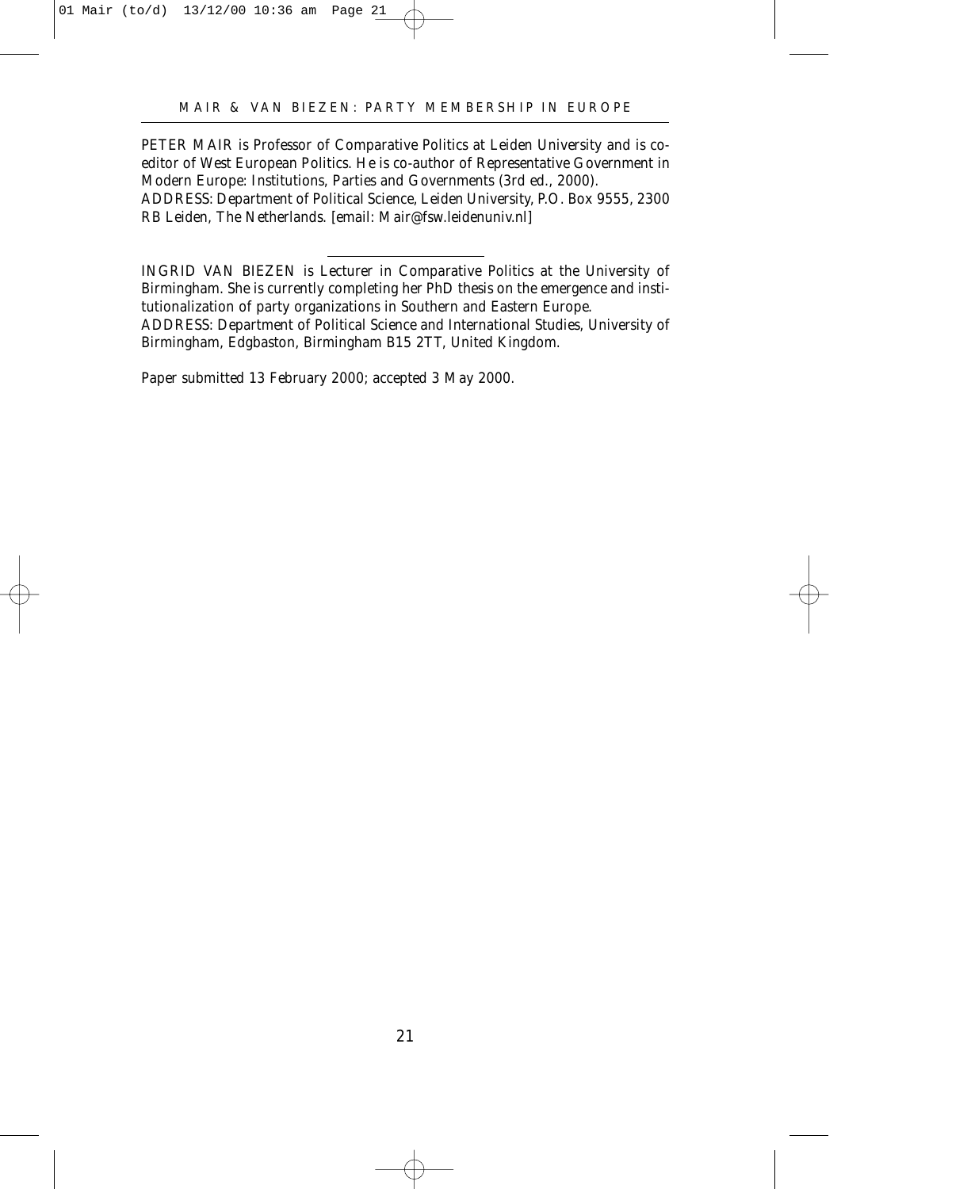PETER MAIR is Professor of Comparative Politics at Leiden University and is co-editor of *West European Politics*. He is co-author of *Representative Government in Modern Europe: Institutions, Parties and Governments* (3rd ed., 2000).
ADDRESS: Department of Political Science, Leiden University, P.O. Box 9555, 2300 RB Leiden, The Netherlands. [email: Mair@fsw.leidenuniv.nl]

---

INGRID VAN BIEZEN is Lecturer in Comparative Politics at the University of Birmingham. She is currently completing her PhD thesis on the emergence and institutionalization of party organizations in Southern and Eastern Europe.
ADDRESS: Department of Political Science and International Studies, University of Birmingham, Edgbaston, Birmingham B15 2TT, United Kingdom.

*Paper submitted 13 February 2000; accepted 3 May 2000.*